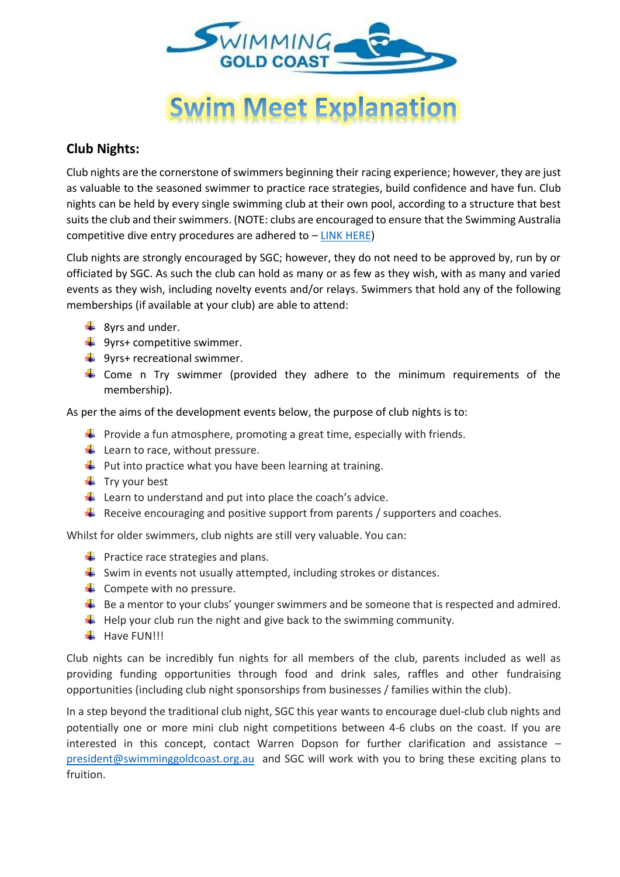// Swim Meet Explanation

# Swim Meet Explanation

## Club Nights:

Club nights are the cornerstone of swimmers beginning their racing experience; however, they are just as valuable to the seasoned swimmer to practice race strategies, build confidence and have fun. Club nights can be held by every single swimming club at their own pool, according to a structure that best suits the club and their swimmers. (NOTE: clubs are encouraged to ensure that the Swimming Australia competitive dive entry procedures are adhered to – LINK HERE)

Club nights are strongly encouraged by SGC; however, they do not need to be approved by, run by or officiated by SGC. As such the club can hold as many or as few as they wish, with as many and varied events as they wish, including novelty events and/or relays. Swimmers that hold any of the following memberships (if available at your club) are able to attend:

- 8yrs and under.
- 9yrs+ competitive swimmer.
- 9yrs+ recreational swimmer.
- Come n Try swimmer (provided they adhere to the minimum requirements of the membership).

As per the aims of the development events below, the purpose of club nights is to:

- Provide a fun atmosphere, promoting a great time, especially with friends.
- Learn to race, without pressure.
- Put into practice what you have been learning at training.
- Try your best
- Learn to understand and put into place the coach's advice.
- Receive encouraging and positive support from parents / supporters and coaches.

Whilst for older swimmers, club nights are still very valuable. You can:

- Practice race strategies and plans.
- Swim in events not usually attempted, including strokes or distances.
- Compete with no pressure.
- Be a mentor to your clubs' younger swimmers and be someone that is respected and admired.
- Help your club run the night and give back to the swimming community.
- Have FUN!!!

Club nights can be incredibly fun nights for all members of the club, parents included as well as providing funding opportunities through food and drink sales, raffles and other fundraising opportunities (including club night sponsorships from businesses / families within the club).

In a step beyond the traditional club night, SGC this year wants to encourage duel-club club nights and potentially one or more mini club night competitions between 4-6 clubs on the coast. If you are interested in this concept, contact Warren Dopson for further clarification and assistance – president@swimminggoldcoast.org.au and SGC will work with you to bring these exciting plans to fruition.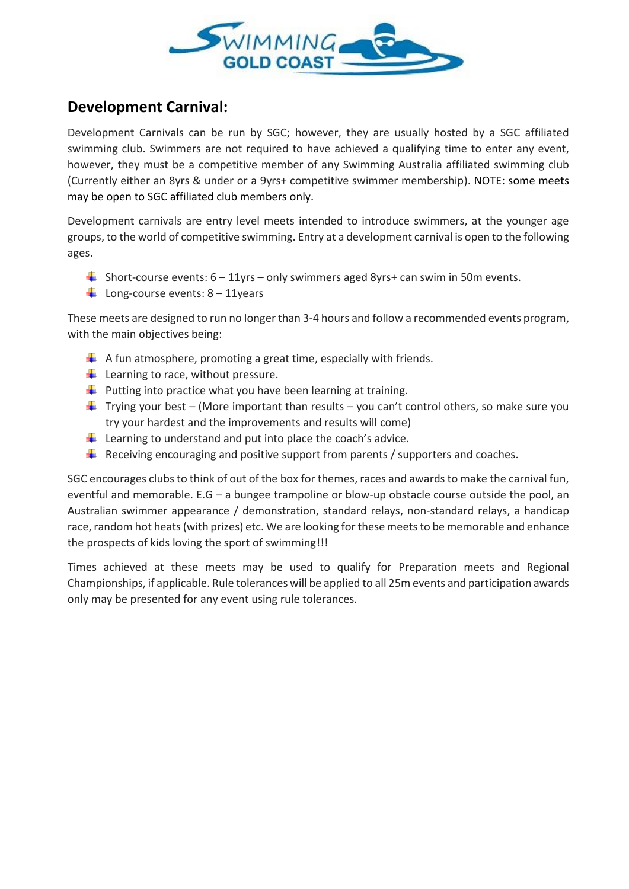## Development Carnival:

Development Carnivals can be run by SGC; however, they are usually hosted by a SGC affiliated swimming club. Swimmers are not required to have achieved a qualifying time to enter any event, however, they must be a competitive member of any Swimming Australia affiliated swimming club (Currently either an 8yrs & under or a 9yrs+ competitive swimmer membership). NOTE: some meets may be open to SGC affiliated club members only.

Development carnivals are entry level meets intended to introduce swimmers, at the younger age groups, to the world of competitive swimming. Entry at a development carnival is open to the following ages.

- Short-course events: 6 – 11yrs – only swimmers aged 8yrs+ can swim in 50m events.
- Long-course events: 8 – 11years

These meets are designed to run no longer than 3-4 hours and follow a recommended events program, with the main objectives being:

- A fun atmosphere, promoting a great time, especially with friends.
- Learning to race, without pressure.
- Putting into practice what you have been learning at training.
- Trying your best – (More important than results – you can't control others, so make sure you try your hardest and the improvements and results will come)
- Learning to understand and put into place the coach's advice.
- Receiving encouraging and positive support from parents / supporters and coaches.

SGC encourages clubs to think of out of the box for themes, races and awards to make the carnival fun, eventful and memorable. E.G – a bungee trampoline or blow-up obstacle course outside the pool, an Australian swimmer appearance / demonstration, standard relays, non-standard relays, a handicap race, random hot heats (with prizes) etc. We are looking for these meets to be memorable and enhance the prospects of kids loving the sport of swimming!!!

Times achieved at these meets may be used to qualify for Preparation meets and Regional Championships, if applicable. Rule tolerances will be applied to all 25m events and participation awards only may be presented for any event using rule tolerances.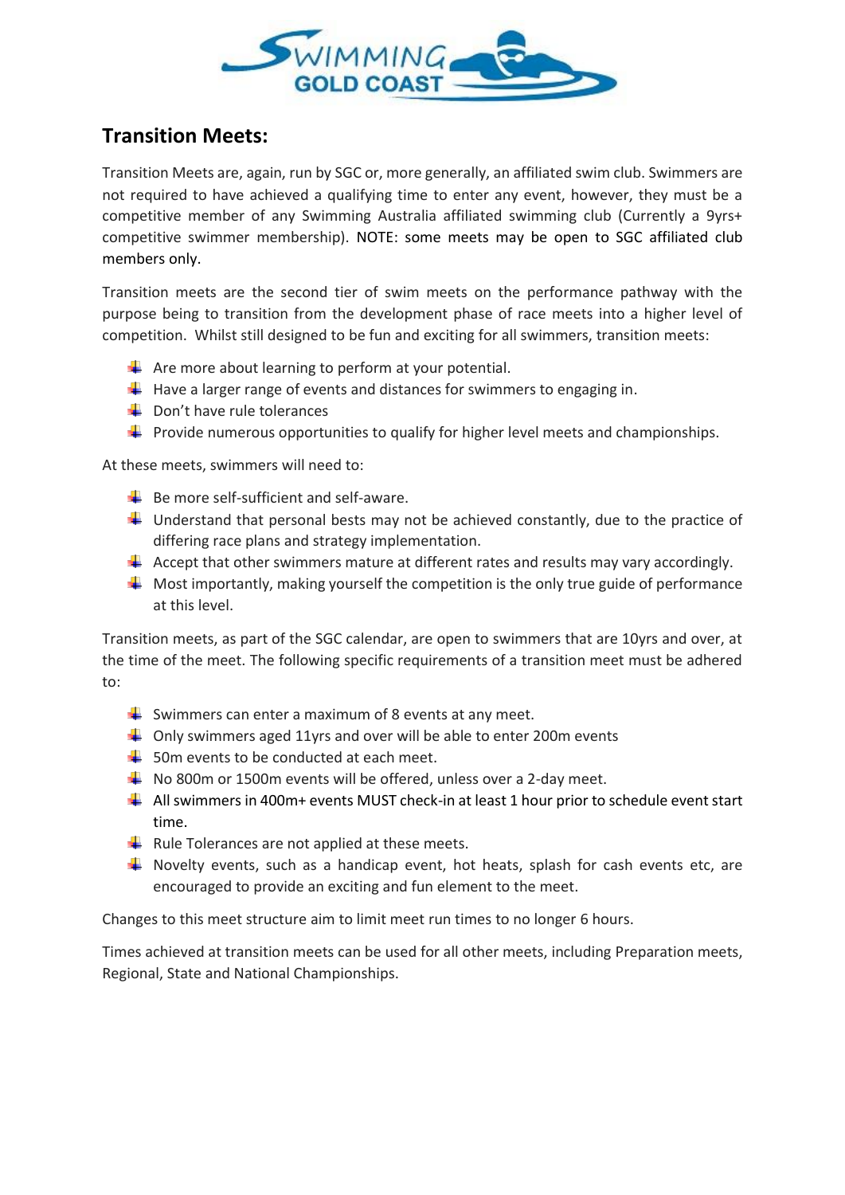## Transition Meets:

Transition Meets are, again, run by SGC or, more generally, an affiliated swim club. Swimmers are not required to have achieved a qualifying time to enter any event, however, they must be a competitive member of any Swimming Australia affiliated swimming club (Currently a 9yrs+ competitive swimmer membership). NOTE: some meets may be open to SGC affiliated club members only.

Transition meets are the second tier of swim meets on the performance pathway with the purpose being to transition from the development phase of race meets into a higher level of competition. Whilst still designed to be fun and exciting for all swimmers, transition meets:

- Are more about learning to perform at your potential.
- Have a larger range of events and distances for swimmers to engaging in.
- Don't have rule tolerances
- Provide numerous opportunities to qualify for higher level meets and championships.

At these meets, swimmers will need to:

- Be more self-sufficient and self-aware.
- Understand that personal bests may not be achieved constantly, due to the practice of differing race plans and strategy implementation.
- Accept that other swimmers mature at different rates and results may vary accordingly.
- Most importantly, making yourself the competition is the only true guide of performance at this level.

Transition meets, as part of the SGC calendar, are open to swimmers that are 10yrs and over, at the time of the meet. The following specific requirements of a transition meet must be adhered to:

- Swimmers can enter a maximum of 8 events at any meet.
- Only swimmers aged 11yrs and over will be able to enter 200m events
- 50m events to be conducted at each meet.
- No 800m or 1500m events will be offered, unless over a 2-day meet.
- All swimmers in 400m+ events MUST check-in at least 1 hour prior to schedule event start time.
- Rule Tolerances are not applied at these meets.
- Novelty events, such as a handicap event, hot heats, splash for cash events etc, are encouraged to provide an exciting and fun element to the meet.

Changes to this meet structure aim to limit meet run times to no longer 6 hours.

Times achieved at transition meets can be used for all other meets, including Preparation meets, Regional, State and National Championships.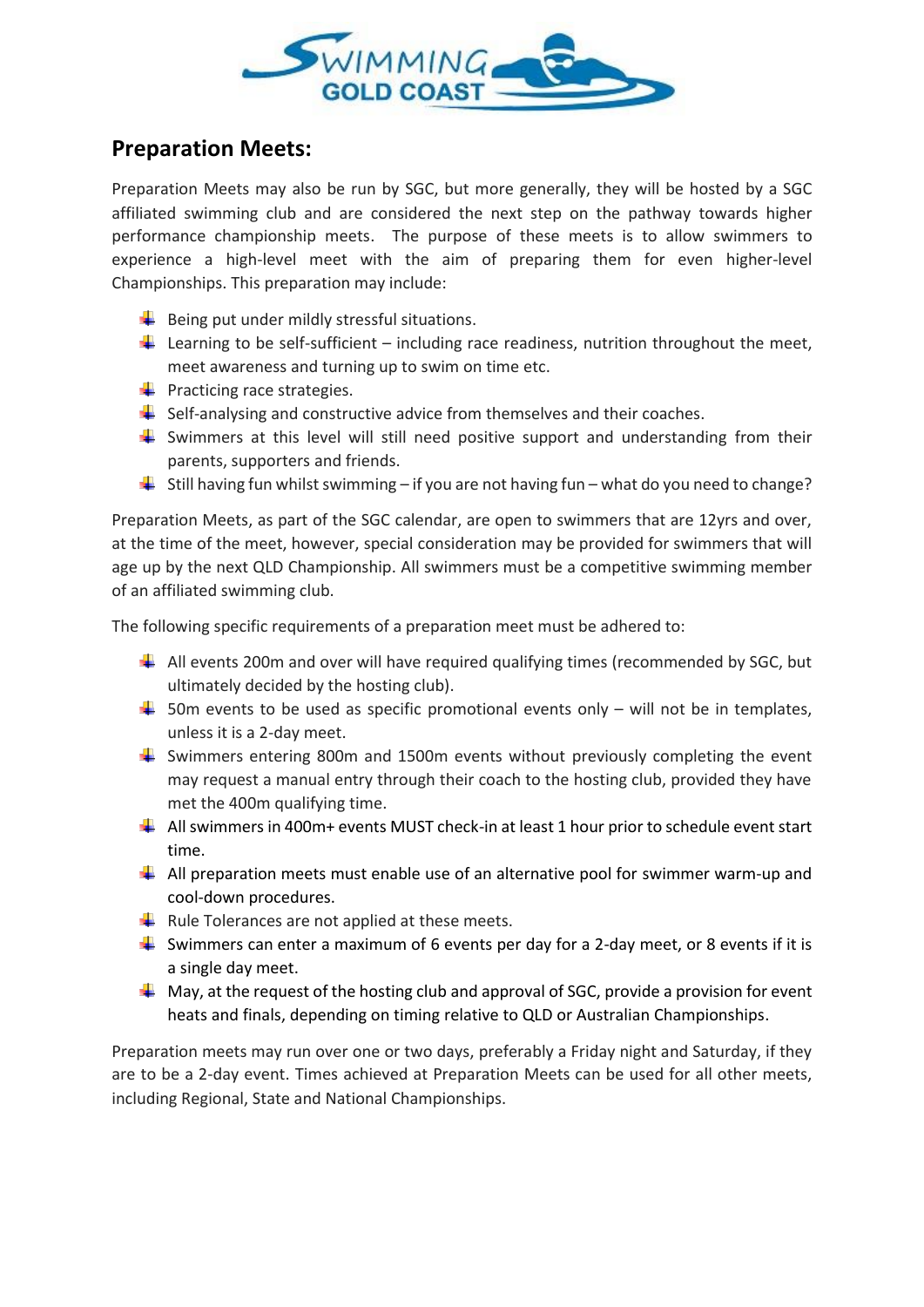## Preparation Meets:

Preparation Meets may also be run by SGC, but more generally, they will be hosted by a SGC affiliated swimming club and are considered the next step on the pathway towards higher performance championship meets. The purpose of these meets is to allow swimmers to experience a high-level meet with the aim of preparing them for even higher-level Championships. This preparation may include:

- Being put under mildly stressful situations.
- Learning to be self-sufficient – including race readiness, nutrition throughout the meet, meet awareness and turning up to swim on time etc.
- Practicing race strategies.
- Self-analysing and constructive advice from themselves and their coaches.
- Swimmers at this level will still need positive support and understanding from their parents, supporters and friends.
- Still having fun whilst swimming – if you are not having fun – what do you need to change?

Preparation Meets, as part of the SGC calendar, are open to swimmers that are 12yrs and over, at the time of the meet, however, special consideration may be provided for swimmers that will age up by the next QLD Championship. All swimmers must be a competitive swimming member of an affiliated swimming club.

The following specific requirements of a preparation meet must be adhered to:

- All events 200m and over will have required qualifying times (recommended by SGC, but ultimately decided by the hosting club).
- 50m events to be used as specific promotional events only – will not be in templates, unless it is a 2-day meet.
- Swimmers entering 800m and 1500m events without previously completing the event may request a manual entry through their coach to the hosting club, provided they have met the 400m qualifying time.
- All swimmers in 400m+ events MUST check-in at least 1 hour prior to schedule event start time.
- All preparation meets must enable use of an alternative pool for swimmer warm-up and cool-down procedures.
- Rule Tolerances are not applied at these meets.
- Swimmers can enter a maximum of 6 events per day for a 2-day meet, or 8 events if it is a single day meet.
- May, at the request of the hosting club and approval of SGC, provide a provision for event heats and finals, depending on timing relative to QLD or Australian Championships.

Preparation meets may run over one or two days, preferably a Friday night and Saturday, if they are to be a 2-day event. Times achieved at Preparation Meets can be used for all other meets, including Regional, State and National Championships.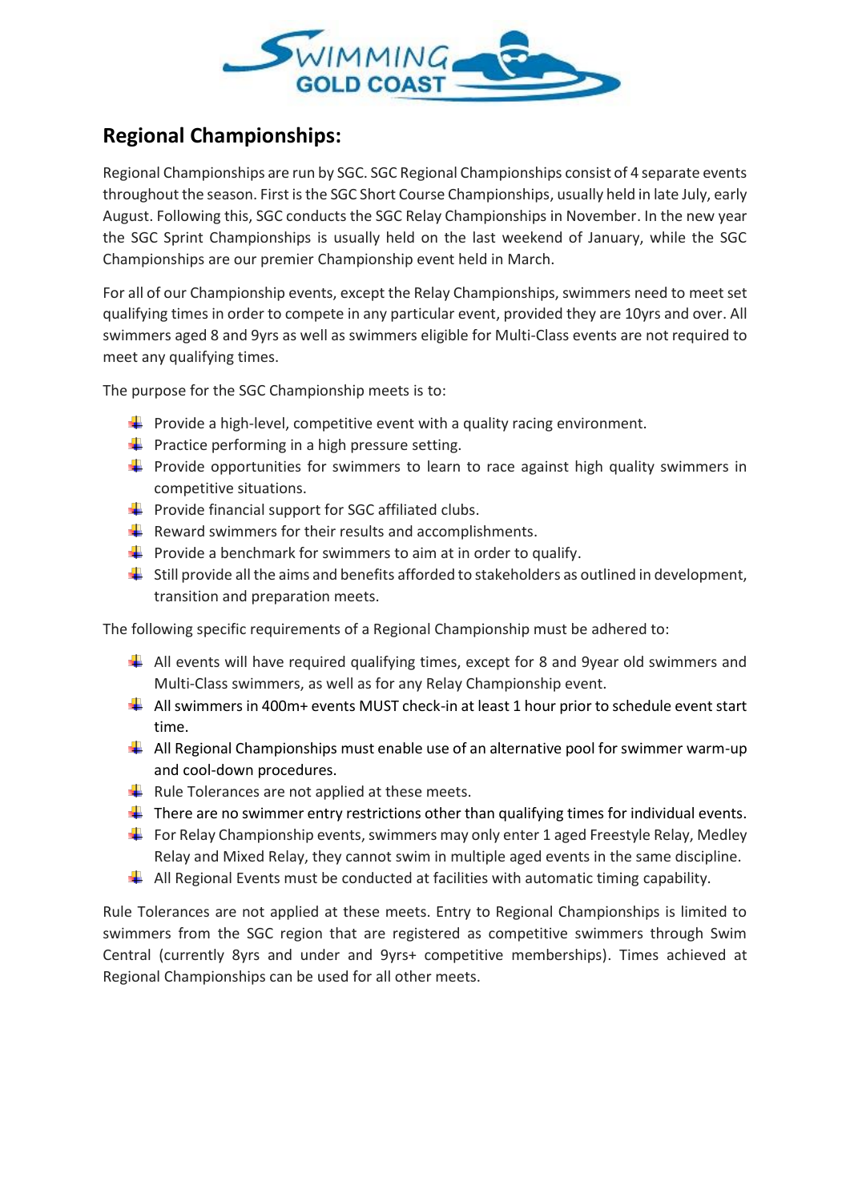## Regional Championships:

Regional Championships are run by SGC. SGC Regional Championships consist of 4 separate events throughout the season. First is the SGC Short Course Championships, usually held in late July, early August. Following this, SGC conducts the SGC Relay Championships in November. In the new year the SGC Sprint Championships is usually held on the last weekend of January, while the SGC Championships are our premier Championship event held in March.

For all of our Championship events, except the Relay Championships, swimmers need to meet set qualifying times in order to compete in any particular event, provided they are 10yrs and over. All swimmers aged 8 and 9yrs as well as swimmers eligible for Multi-Class events are not required to meet any qualifying times.

The purpose for the SGC Championship meets is to:

- Provide a high-level, competitive event with a quality racing environment.
- Practice performing in a high pressure setting.
- Provide opportunities for swimmers to learn to race against high quality swimmers in competitive situations.
- Provide financial support for SGC affiliated clubs.
- Reward swimmers for their results and accomplishments.
- Provide a benchmark for swimmers to aim at in order to qualify.
- Still provide all the aims and benefits afforded to stakeholders as outlined in development, transition and preparation meets.

The following specific requirements of a Regional Championship must be adhered to:

- All events will have required qualifying times, except for 8 and 9year old swimmers and Multi-Class swimmers, as well as for any Relay Championship event.
- All swimmers in 400m+ events MUST check-in at least 1 hour prior to schedule event start time.
- All Regional Championships must enable use of an alternative pool for swimmer warm-up and cool-down procedures.
- Rule Tolerances are not applied at these meets.
- There are no swimmer entry restrictions other than qualifying times for individual events.
- For Relay Championship events, swimmers may only enter 1 aged Freestyle Relay, Medley Relay and Mixed Relay, they cannot swim in multiple aged events in the same discipline.
- All Regional Events must be conducted at facilities with automatic timing capability.

Rule Tolerances are not applied at these meets. Entry to Regional Championships is limited to swimmers from the SGC region that are registered as competitive swimmers through Swim Central (currently 8yrs and under and 9yrs+ competitive memberships). Times achieved at Regional Championships can be used for all other meets.